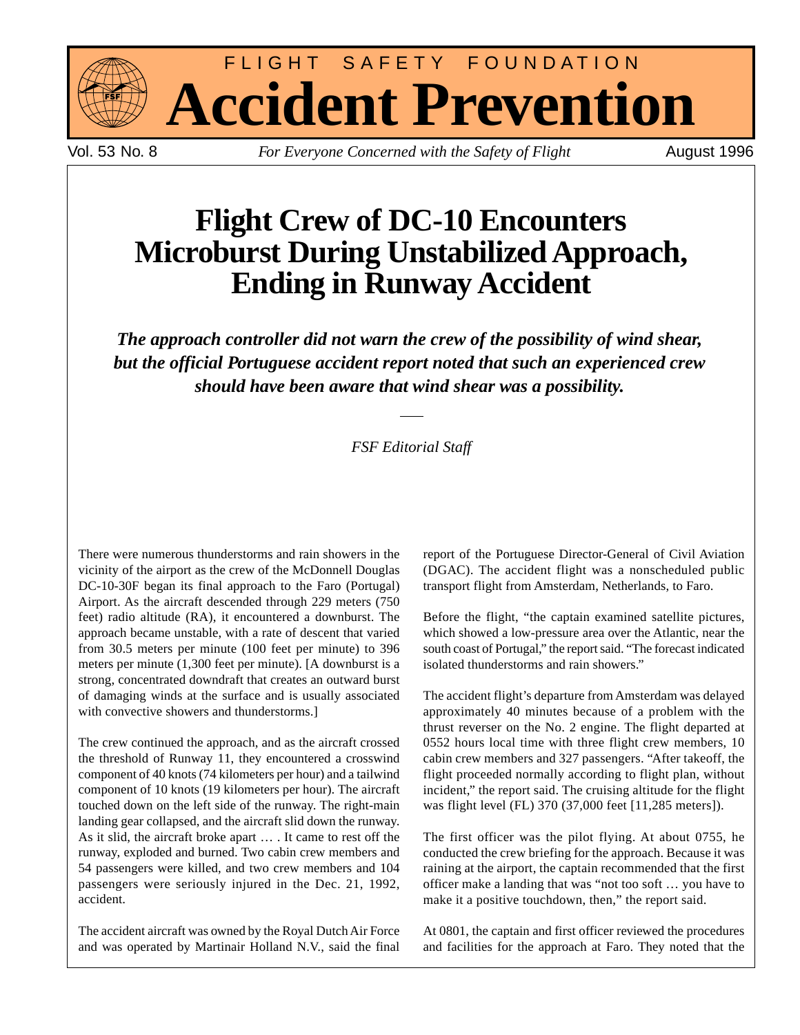FLIGHT SAFETY FOUNDATION

# Accident Prevention

Vol. 53 No. 8 *For Everyone Concerned with the Safety of Flight* August 1996

## Flight Crew of DC-10 Encounters Microburst During Unstabilized Approach, Ending in Runway Accident

***The approach controller did not warn the crew of the possibility of wind shear, but the official Portuguese accident report noted that such an experienced crew should have been aware that wind shear was a possibility.***

*FSF Editorial Staff*

There were numerous thunderstorms and rain showers in the vicinity of the airport as the crew of the McDonnell Douglas DC-10-30F began its final approach to the Faro (Portugal) Airport. As the aircraft descended through 229 meters (750 feet) radio altitude (RA), it encountered a downburst. The approach became unstable, with a rate of descent that varied from 30.5 meters per minute (100 feet per minute) to 396 meters per minute (1,300 feet per minute). [A downburst is a strong, concentrated downdraft that creates an outward burst of damaging winds at the surface and is usually associated with convective showers and thunderstorms.]

The crew continued the approach, and as the aircraft crossed the threshold of Runway 11, they encountered a crosswind component of 40 knots (74 kilometers per hour) and a tailwind component of 10 knots (19 kilometers per hour). The aircraft touched down on the left side of the runway. The right-main landing gear collapsed, and the aircraft slid down the runway. As it slid, the aircraft broke apart … . It came to rest off the runway, exploded and burned. Two cabin crew members and 54 passengers were killed, and two crew members and 104 passengers were seriously injured in the Dec. 21, 1992, accident.

The accident aircraft was owned by the Royal Dutch Air Force and was operated by Martinair Holland N.V., said the final report of the Portuguese Director-General of Civil Aviation (DGAC). The accident flight was a nonscheduled public transport flight from Amsterdam, Netherlands, to Faro.

Before the flight, "the captain examined satellite pictures, which showed a low-pressure area over the Atlantic, near the south coast of Portugal," the report said. "The forecast indicated isolated thunderstorms and rain showers."

The accident flight's departure from Amsterdam was delayed approximately 40 minutes because of a problem with the thrust reverser on the No. 2 engine. The flight departed at 0552 hours local time with three flight crew members, 10 cabin crew members and 327 passengers. "After takeoff, the flight proceeded normally according to flight plan, without incident," the report said. The cruising altitude for the flight was flight level (FL) 370 (37,000 feet [11,285 meters]).

The first officer was the pilot flying. At about 0755, he conducted the crew briefing for the approach. Because it was raining at the airport, the captain recommended that the first officer make a landing that was "not too soft … you have to make it a positive touchdown, then," the report said.

At 0801, the captain and first officer reviewed the procedures and facilities for the approach at Faro. They noted that the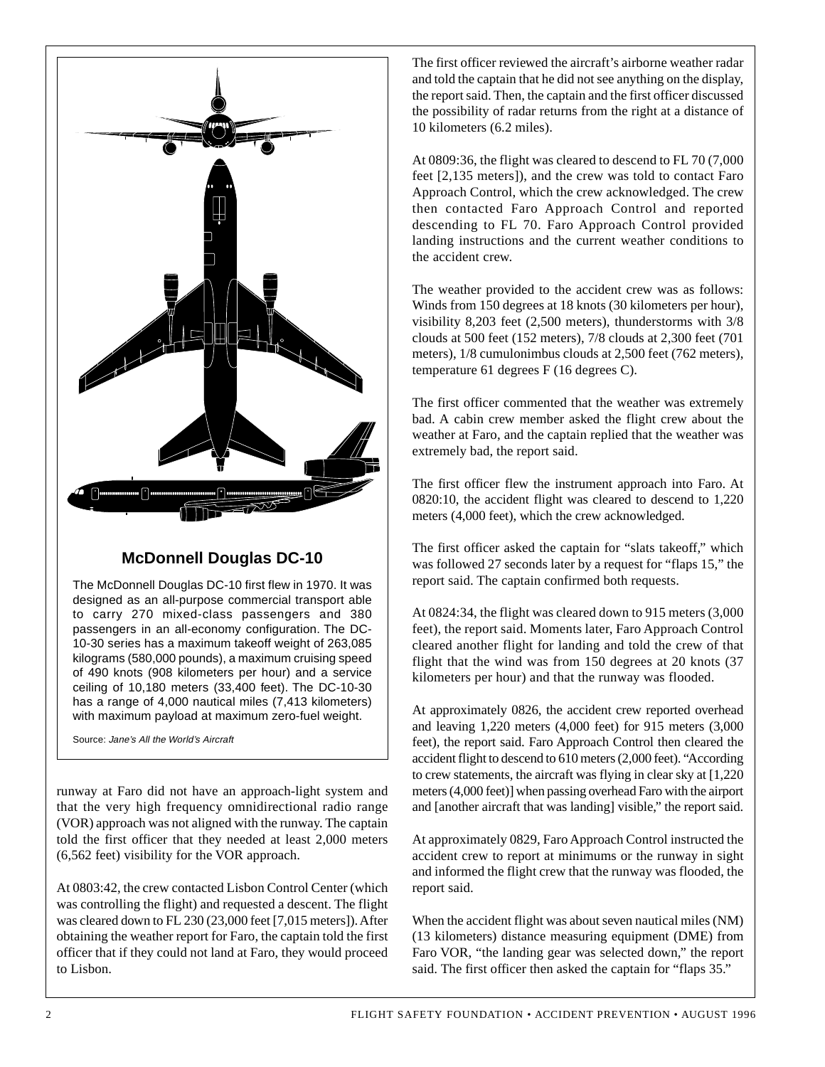## McDonnell Douglas DC-10

The McDonnell Douglas DC-10 first flew in 1970. It was designed as an all-purpose commercial transport able to carry 270 mixed-class passengers and 380 passengers in an all-economy configuration. The DC-10-30 series has a maximum takeoff weight of 263,085 kilograms (580,000 pounds), a maximum cruising speed of 490 knots (908 kilometers per hour) and a service ceiling of 10,180 meters (33,400 feet). The DC-10-30 has a range of 4,000 nautical miles (7,413 kilometers) with maximum payload at maximum zero-fuel weight.

Source: *Jane's All the World's Aircraft*

runway at Faro did not have an approach-light system and that the very high frequency omnidirectional radio range (VOR) approach was not aligned with the runway. The captain told the first officer that they needed at least 2,000 meters (6,562 feet) visibility for the VOR approach.

At 0803:42, the crew contacted Lisbon Control Center (which was controlling the flight) and requested a descent. The flight was cleared down to FL 230 (23,000 feet [7,015 meters]). After obtaining the weather report for Faro, the captain told the first officer that if they could not land at Faro, they would proceed to Lisbon.

The first officer reviewed the aircraft's airborne weather radar and told the captain that he did not see anything on the display, the report said. Then, the captain and the first officer discussed the possibility of radar returns from the right at a distance of 10 kilometers (6.2 miles).

At 0809:36, the flight was cleared to descend to FL 70 (7,000 feet [2,135 meters]), and the crew was told to contact Faro Approach Control, which the crew acknowledged. The crew then contacted Faro Approach Control and reported descending to FL 70. Faro Approach Control provided landing instructions and the current weather conditions to the accident crew.

The weather provided to the accident crew was as follows: Winds from 150 degrees at 18 knots (30 kilometers per hour), visibility 8,203 feet (2,500 meters), thunderstorms with 3/8 clouds at 500 feet (152 meters), 7/8 clouds at 2,300 feet (701 meters), 1/8 cumulonimbus clouds at 2,500 feet (762 meters), temperature 61 degrees F (16 degrees C).

The first officer commented that the weather was extremely bad. A cabin crew member asked the flight crew about the weather at Faro, and the captain replied that the weather was extremely bad, the report said.

The first officer flew the instrument approach into Faro. At 0820:10, the accident flight was cleared to descend to 1,220 meters (4,000 feet), which the crew acknowledged.

The first officer asked the captain for "slats takeoff," which was followed 27 seconds later by a request for "flaps 15," the report said. The captain confirmed both requests.

At 0824:34, the flight was cleared down to 915 meters (3,000 feet), the report said. Moments later, Faro Approach Control cleared another flight for landing and told the crew of that flight that the wind was from 150 degrees at 20 knots (37 kilometers per hour) and that the runway was flooded.

At approximately 0826, the accident crew reported overhead and leaving 1,220 meters (4,000 feet) for 915 meters (3,000 feet), the report said. Faro Approach Control then cleared the accident flight to descend to 610 meters (2,000 feet). "According to crew statements, the aircraft was flying in clear sky at [1,220 meters (4,000 feet)] when passing overhead Faro with the airport and [another aircraft that was landing] visible," the report said.

At approximately 0829, Faro Approach Control instructed the accident crew to report at minimums or the runway in sight and informed the flight crew that the runway was flooded, the report said.

When the accident flight was about seven nautical miles (NM) (13 kilometers) distance measuring equipment (DME) from Faro VOR, "the landing gear was selected down," the report said. The first officer then asked the captain for "flaps 35."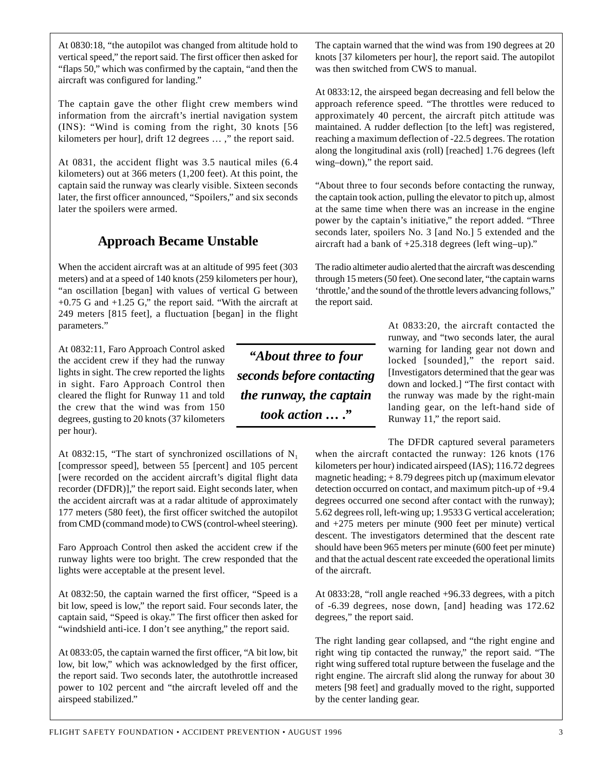At 0830:18, "the autopilot was changed from altitude hold to vertical speed," the report said. The first officer then asked for "flaps 50," which was confirmed by the captain, "and then the aircraft was configured for landing."

The captain gave the other flight crew members wind information from the aircraft's inertial navigation system (INS): "Wind is coming from the right, 30 knots [56 kilometers per hour], drift 12 degrees … ," the report said.

At 0831, the accident flight was 3.5 nautical miles (6.4 kilometers) out at 366 meters (1,200 feet). At this point, the captain said the runway was clearly visible. Sixteen seconds later, the first officer announced, "Spoilers," and six seconds later the spoilers were armed.

## Approach Became Unstable

When the accident aircraft was at an altitude of 995 feet (303 meters) and at a speed of 140 knots (259 kilometers per hour), "an oscillation [began] with values of vertical G between +0.75 G and +1.25 G," the report said. "With the aircraft at 249 meters [815 feet], a fluctuation [began] in the flight parameters."

At 0832:11, Faro Approach Control asked the accident crew if they had the runway lights in sight. The crew reported the lights in sight. Faro Approach Control then cleared the flight for Runway 11 and told the crew that the wind was from 150 degrees, gusting to 20 knots (37 kilometers per hour).

At 0832:15, "The start of synchronized oscillations of $N_1$ [compressor speed], between 55 [percent] and 105 percent [were recorded on the accident aircraft's digital flight data recorder (DFDR)]," the report said. Eight seconds later, when the accident aircraft was at a radar altitude of approximately 177 meters (580 feet), the first officer switched the autopilot from CMD (command mode) to CWS (control-wheel steering).

Faro Approach Control then asked the accident crew if the runway lights were too bright. The crew responded that the lights were acceptable at the present level.

At 0832:50, the captain warned the first officer, "Speed is a bit low, speed is low," the report said. Four seconds later, the captain said, "Speed is okay." The first officer then asked for "windshield anti-ice. I don't see anything," the report said.

At 0833:05, the captain warned the first officer, "A bit low, bit low, bit low," which was acknowledged by the first officer, the report said. Two seconds later, the autothrottle increased power to 102 percent and "the aircraft leveled off and the airspeed stabilized."

The captain warned that the wind was from 190 degrees at 20 knots [37 kilometers per hour], the report said. The autopilot was then switched from CWS to manual.

At 0833:12, the airspeed began decreasing and fell below the approach reference speed. "The throttles were reduced to approximately 40 percent, the aircraft pitch attitude was maintained. A rudder deflection [to the left] was registered, reaching a maximum deflection of -22.5 degrees. The rotation along the longitudinal axis (roll) [reached] 1.76 degrees (left wing–down)," the report said.

"About three to four seconds before contacting the runway, the captain took action, pulling the elevator to pitch up, almost at the same time when there was an increase in the engine power by the captain's initiative," the report added. "Three seconds later, spoilers No. 3 [and No.] 5 extended and the aircraft had a bank of +25.318 degrees (left wing–up)."

The radio altimeter audio alerted that the aircraft was descending through 15 meters (50 feet). One second later, "the captain warns 'throttle,' and the sound of the throttle levers advancing follows," the report said.

*"About three to four seconds before contacting the runway, the captain took action … ."*

At 0833:20, the aircraft contacted the runway, and "two seconds later, the aural warning for landing gear not down and locked [sounded]," the report said. [Investigators determined that the gear was down and locked.] "The first contact with the runway was made by the right-main landing gear, on the left-hand side of Runway 11," the report said.

The DFDR captured several parameters when the aircraft contacted the runway: 126 knots (176 kilometers per hour) indicated airspeed (IAS); 116.72 degrees magnetic heading; + 8.79 degrees pitch up (maximum elevator detection occurred on contact, and maximum pitch-up of +9.4 degrees occurred one second after contact with the runway); 5.62 degrees roll, left-wing up; 1.9533 G vertical acceleration; and +275 meters per minute (900 feet per minute) vertical descent. The investigators determined that the descent rate should have been 965 meters per minute (600 feet per minute) and that the actual descent rate exceeded the operational limits of the aircraft.

At 0833:28, "roll angle reached +96.33 degrees, with a pitch of -6.39 degrees, nose down, [and] heading was 172.62 degrees," the report said.

The right landing gear collapsed, and "the right engine and right wing tip contacted the runway," the report said. "The right wing suffered total rupture between the fuselage and the right engine. The aircraft slid along the runway for about 30 meters [98 feet] and gradually moved to the right, supported by the center landing gear.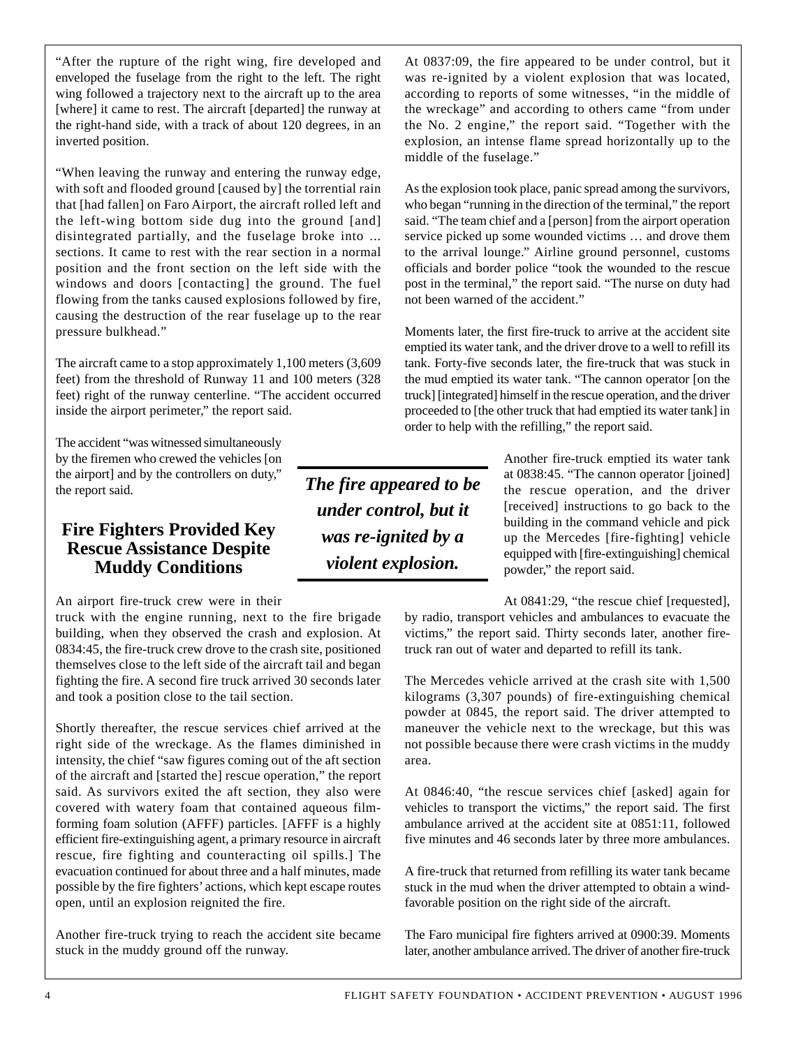"After the rupture of the right wing, fire developed and enveloped the fuselage from the right to the left. The right wing followed a trajectory next to the aircraft up to the area [where] it came to rest. The aircraft [departed] the runway at the right-hand side, with a track of about 120 degrees, in an inverted position.

"When leaving the runway and entering the runway edge, with soft and flooded ground [caused by] the torrential rain that [had fallen] on Faro Airport, the aircraft rolled left and the left-wing bottom side dug into the ground [and] disintegrated partially, and the fuselage broke into ... sections. It came to rest with the rear section in a normal position and the front section on the left side with the windows and doors [contacting] the ground. The fuel flowing from the tanks caused explosions followed by fire, causing the destruction of the rear fuselage up to the rear pressure bulkhead."

The aircraft came to a stop approximately 1,100 meters (3,609 feet) from the threshold of Runway 11 and 100 meters (328 feet) right of the runway centerline. "The accident occurred inside the airport perimeter," the report said.

The accident "was witnessed simultaneously by the firemen who crewed the vehicles [on the airport] and by the controllers on duty," the report said.

## Fire Fighters Provided Key Rescue Assistance Despite Muddy Conditions

An airport fire-truck crew were in their truck with the engine running, next to the fire brigade building, when they observed the crash and explosion. At 0834:45, the fire-truck crew drove to the crash site, positioned themselves close to the left side of the aircraft tail and began fighting the fire. A second fire truck arrived 30 seconds later and took a position close to the tail section.

Shortly thereafter, the rescue services chief arrived at the right side of the wreckage. As the flames diminished in intensity, the chief "saw figures coming out of the aft section of the aircraft and [started the] rescue operation," the report said. As survivors exited the aft section, they also were covered with watery foam that contained aqueous film-forming foam solution (AFFF) particles. [AFFF is a highly efficient fire-extinguishing agent, a primary resource in aircraft rescue, fire fighting and counteracting oil spills.] The evacuation continued for about three and a half minutes, made possible by the fire fighters' actions, which kept escape routes open, until an explosion reignited the fire.

Another fire-truck trying to reach the accident site became stuck in the muddy ground off the runway.

At 0837:09, the fire appeared to be under control, but it was re-ignited by a violent explosion that was located, according to reports of some witnesses, "in the middle of the wreckage" and according to others came "from under the No. 2 engine," the report said. "Together with the explosion, an intense flame spread horizontally up to the middle of the fuselage."

As the explosion took place, panic spread among the survivors, who began "running in the direction of the terminal," the report said. "The team chief and a [person] from the airport operation service picked up some wounded victims … and drove them to the arrival lounge." Airline ground personnel, customs officials and border police "took the wounded to the rescue post in the terminal," the report said. "The nurse on duty had not been warned of the accident."

Moments later, the first fire-truck to arrive at the accident site emptied its water tank, and the driver drove to a well to refill its tank. Forty-five seconds later, the fire-truck that was stuck in the mud emptied its water tank. "The cannon operator [on the truck] [integrated] himself in the rescue operation, and the driver proceeded to [the other truck that had emptied its water tank] in order to help with the refilling," the report said.

***The fire appeared to be under control, but it was re-ignited by a violent explosion.***

Another fire-truck emptied its water tank at 0838:45. "The cannon operator [joined] the rescue operation, and the driver [received] instructions to go back to the building in the command vehicle and pick up the Mercedes [fire-fighting] vehicle equipped with [fire-extinguishing] chemical powder," the report said.

At 0841:29, "the rescue chief [requested], by radio, transport vehicles and ambulances to evacuate the victims," the report said. Thirty seconds later, another fire-truck ran out of water and departed to refill its tank.

The Mercedes vehicle arrived at the crash site with 1,500 kilograms (3,307 pounds) of fire-extinguishing chemical powder at 0845, the report said. The driver attempted to maneuver the vehicle next to the wreckage, but this was not possible because there were crash victims in the muddy area.

At 0846:40, "the rescue services chief [asked] again for vehicles to transport the victims," the report said. The first ambulance arrived at the accident site at 0851:11, followed five minutes and 46 seconds later by three more ambulances.

A fire-truck that returned from refilling its water tank became stuck in the mud when the driver attempted to obtain a wind-favorable position on the right side of the aircraft.

The Faro municipal fire fighters arrived at 0900:39. Moments later, another ambulance arrived. The driver of another fire-truck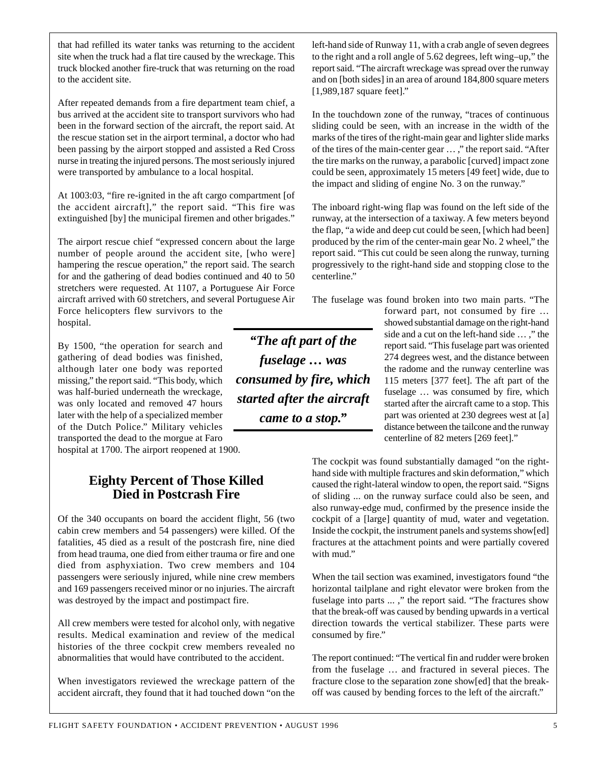that had refilled its water tanks was returning to the accident site when the truck had a flat tire caused by the wreckage. This truck blocked another fire-truck that was returning on the road to the accident site.

After repeated demands from a fire department team chief, a bus arrived at the accident site to transport survivors who had been in the forward section of the aircraft, the report said. At the rescue station set in the airport terminal, a doctor who had been passing by the airport stopped and assisted a Red Cross nurse in treating the injured persons. The most seriously injured were transported by ambulance to a local hospital.

At 1003:03, "fire re-ignited in the aft cargo compartment [of the accident aircraft]," the report said. "This fire was extinguished [by] the municipal firemen and other brigades."

The airport rescue chief "expressed concern about the large number of people around the accident site, [who were] hampering the rescue operation," the report said. The search for and the gathering of dead bodies continued and 40 to 50 stretchers were requested. At 1107, a Portuguese Air Force aircraft arrived with 60 stretchers, and several Portuguese Air Force helicopters flew survivors to the hospital.

By 1500, "the operation for search and gathering of dead bodies was finished, although later one body was reported missing," the report said. "This body, which was half-buried underneath the wreckage, was only located and removed 47 hours later with the help of a specialized member of the Dutch Police." Military vehicles transported the dead to the morgue at Faro hospital at 1700. The airport reopened at 1900.

## Eighty Percent of Those Killed Died in Postcrash Fire

Of the 340 occupants on board the accident flight, 56 (two cabin crew members and 54 passengers) were killed. Of the fatalities, 45 died as a result of the postcrash fire, nine died from head trauma, one died from either trauma or fire and one died from asphyxiation. Two crew members and 104 passengers were seriously injured, while nine crew members and 169 passengers received minor or no injuries. The aircraft was destroyed by the impact and postimpact fire.

All crew members were tested for alcohol only, with negative results. Medical examination and review of the medical histories of the three cockpit crew members revealed no abnormalities that would have contributed to the accident.

When investigators reviewed the wreckage pattern of the accident aircraft, they found that it had touched down "on the left-hand side of Runway 11, with a crab angle of seven degrees to the right and a roll angle of 5.62 degrees, left wing–up," the report said. "The aircraft wreckage was spread over the runway and on [both sides] in an area of around 184,800 square meters [1,989,187 square feet]."

In the touchdown zone of the runway, "traces of continuous sliding could be seen, with an increase in the width of the marks of the tires of the right-main gear and lighter slide marks of the tires of the main-center gear … ," the report said. "After the tire marks on the runway, a parabolic [curved] impact zone could be seen, approximately 15 meters [49 feet] wide, due to the impact and sliding of engine No. 3 on the runway."

The inboard right-wing flap was found on the left side of the runway, at the intersection of a taxiway. A few meters beyond the flap, "a wide and deep cut could be seen, [which had been] produced by the rim of the center-main gear No. 2 wheel," the report said. "This cut could be seen along the runway, turning progressively to the right-hand side and stopping close to the centerline."

The fuselage was found broken into two main parts. "The forward part, not consumed by fire … showed substantial damage on the right-hand side and a cut on the left-hand side … ," the report said. "This fuselage part was oriented 274 degrees west, and the distance between the radome and the runway centerline was 115 meters [377 feet]. The aft part of the fuselage … was consumed by fire, which started after the aircraft came to a stop. This part was oriented at 230 degrees west at [a] distance between the tailcone and the runway centerline of 82 meters [269 feet]."

> ***"The aft part of the fuselage … was consumed by fire, which started after the aircraft came to a stop."***

The cockpit was found substantially damaged "on the right-hand side with multiple fractures and skin deformation," which caused the right-lateral window to open, the report said. "Signs of sliding ... on the runway surface could also be seen, and also runway-edge mud, confirmed by the presence inside the cockpit of a [large] quantity of mud, water and vegetation. Inside the cockpit, the instrument panels and systems show[ed] fractures at the attachment points and were partially covered with mud."

When the tail section was examined, investigators found "the horizontal tailplane and right elevator were broken from the fuselage into parts ... ," the report said. "The fractures show that the break-off was caused by bending upwards in a vertical direction towards the vertical stabilizer. These parts were consumed by fire."

The report continued: "The vertical fin and rudder were broken from the fuselage … and fractured in several pieces. The fracture close to the separation zone show[ed] that the break-off was caused by bending forces to the left of the aircraft."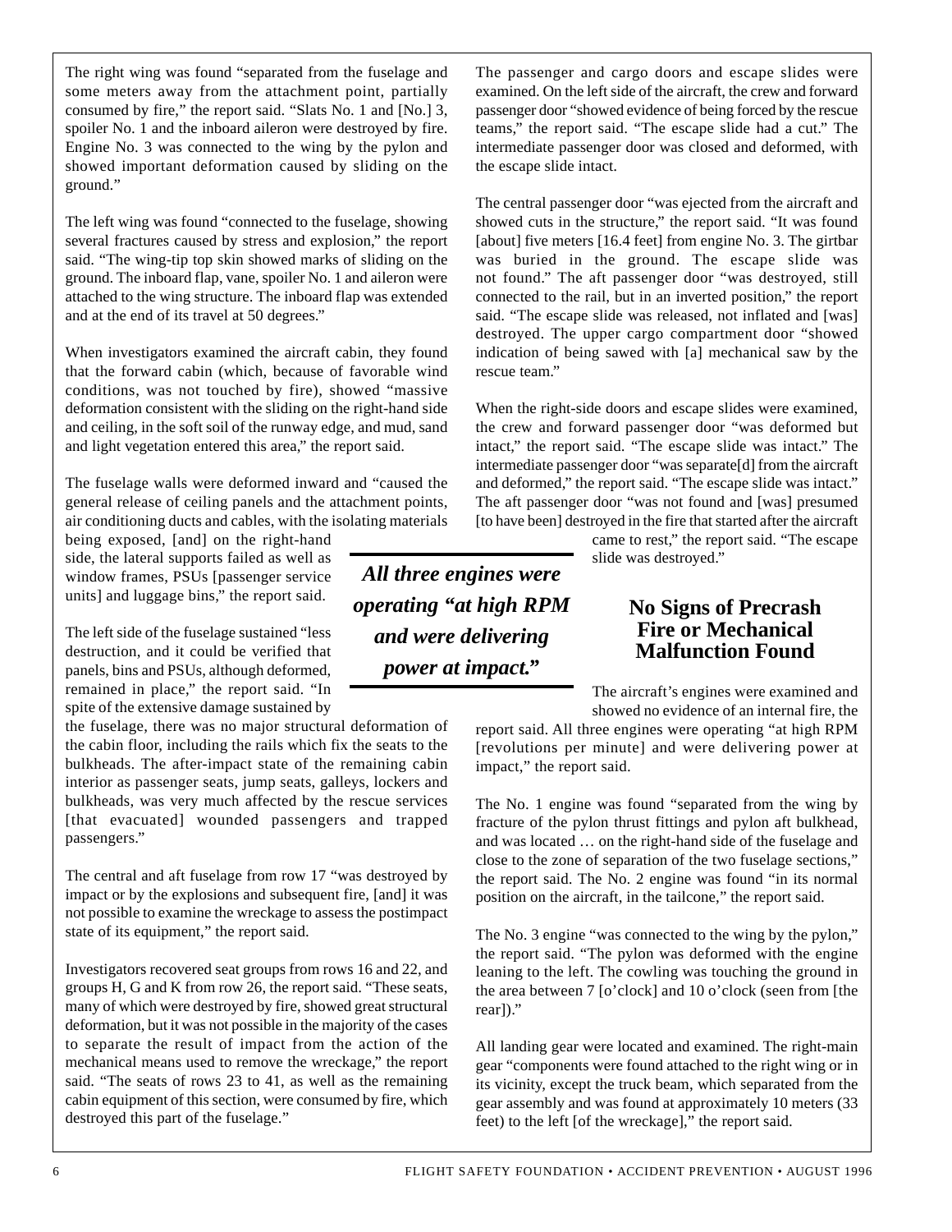The right wing was found "separated from the fuselage and some meters away from the attachment point, partially consumed by fire," the report said. "Slats No. 1 and [No.] 3, spoiler No. 1 and the inboard aileron were destroyed by fire. Engine No. 3 was connected to the wing by the pylon and showed important deformation caused by sliding on the ground."

The left wing was found "connected to the fuselage, showing several fractures caused by stress and explosion," the report said. "The wing-tip top skin showed marks of sliding on the ground. The inboard flap, vane, spoiler No. 1 and aileron were attached to the wing structure. The inboard flap was extended and at the end of its travel at 50 degrees."

When investigators examined the aircraft cabin, they found that the forward cabin (which, because of favorable wind conditions, was not touched by fire), showed "massive deformation consistent with the sliding on the right-hand side and ceiling, in the soft soil of the runway edge, and mud, sand and light vegetation entered this area," the report said.

The fuselage walls were deformed inward and "caused the general release of ceiling panels and the attachment points, air conditioning ducts and cables, with the isolating materials being exposed, [and] on the right-hand side, the lateral supports failed as well as window frames, PSUs [passenger service units] and luggage bins," the report said.

The left side of the fuselage sustained "less destruction, and it could be verified that panels, bins and PSUs, although deformed, remained in place," the report said. "In spite of the extensive damage sustained by the fuselage, there was no major structural deformation of the cabin floor, including the rails which fix the seats to the bulkheads. The after-impact state of the remaining cabin interior as passenger seats, jump seats, galleys, lockers and bulkheads, was very much affected by the rescue services [that evacuated] wounded passengers and trapped passengers."

The central and aft fuselage from row 17 "was destroyed by impact or by the explosions and subsequent fire, [and] it was not possible to examine the wreckage to assess the postimpact state of its equipment," the report said.

Investigators recovered seat groups from rows 16 and 22, and groups H, G and K from row 26, the report said. "These seats, many of which were destroyed by fire, showed great structural deformation, but it was not possible in the majority of the cases to separate the result of impact from the action of the mechanical means used to remove the wreckage," the report said. "The seats of rows 23 to 41, as well as the remaining cabin equipment of this section, were consumed by fire, which destroyed this part of the fuselage."

The passenger and cargo doors and escape slides were examined. On the left side of the aircraft, the crew and forward passenger door "showed evidence of being forced by the rescue teams," the report said. "The escape slide had a cut." The intermediate passenger door was closed and deformed, with the escape slide intact.

The central passenger door "was ejected from the aircraft and showed cuts in the structure," the report said. "It was found [about] five meters [16.4 feet] from engine No. 3. The girtbar was buried in the ground. The escape slide was not found." The aft passenger door "was destroyed, still connected to the rail, but in an inverted position," the report said. "The escape slide was released, not inflated and [was] destroyed. The upper cargo compartment door "showed indication of being sawed with [a] mechanical saw by the rescue team."

When the right-side doors and escape slides were examined, the crew and forward passenger door "was deformed but intact," the report said. "The escape slide was intact." The intermediate passenger door "was separate[d] from the aircraft and deformed," the report said. "The escape slide was intact." The aft passenger door "was not found and [was] presumed [to have been] destroyed in the fire that started after the aircraft came to rest," the report said. "The escape slide was destroyed."

***All three engines were operating "at high RPM and were delivering power at impact."***

## No Signs of Precrash Fire or Mechanical Malfunction Found

The aircraft's engines were examined and showed no evidence of an internal fire, the report said. All three engines were operating "at high RPM [revolutions per minute] and were delivering power at impact," the report said.

The No. 1 engine was found "separated from the wing by fracture of the pylon thrust fittings and pylon aft bulkhead, and was located … on the right-hand side of the fuselage and close to the zone of separation of the two fuselage sections," the report said. The No. 2 engine was found "in its normal position on the aircraft, in the tailcone," the report said.

The No. 3 engine "was connected to the wing by the pylon," the report said. "The pylon was deformed with the engine leaning to the left. The cowling was touching the ground in the area between 7 [o'clock] and 10 o'clock (seen from [the rear])."

All landing gear were located and examined. The right-main gear "components were found attached to the right wing or in its vicinity, except the truck beam, which separated from the gear assembly and was found at approximately 10 meters (33 feet) to the left [of the wreckage]," the report said.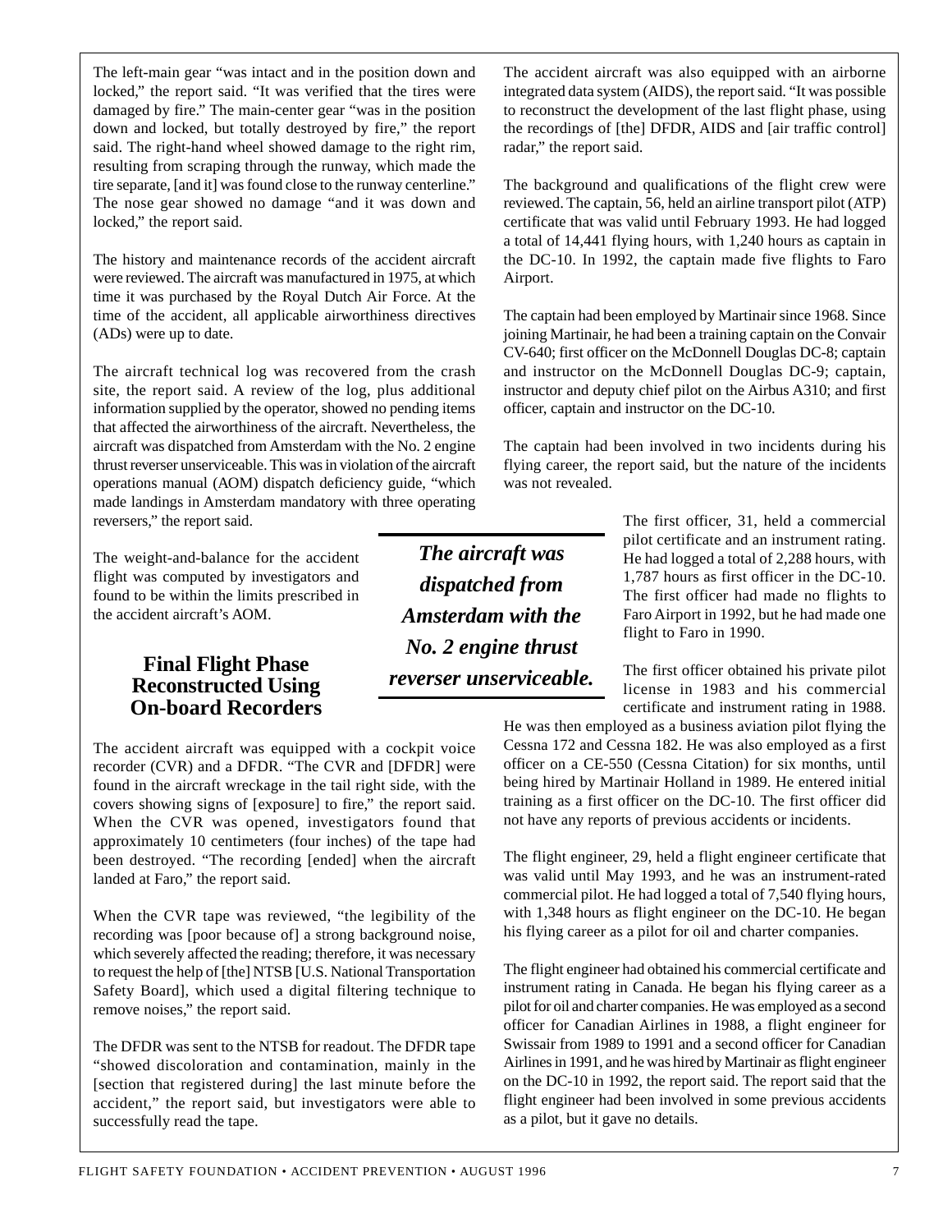The left-main gear "was intact and in the position down and locked," the report said. "It was verified that the tires were damaged by fire." The main-center gear "was in the position down and locked, but totally destroyed by fire," the report said. The right-hand wheel showed damage to the right rim, resulting from scraping through the runway, which made the tire separate, [and it] was found close to the runway centerline." The nose gear showed no damage "and it was down and locked," the report said.

The history and maintenance records of the accident aircraft were reviewed. The aircraft was manufactured in 1975, at which time it was purchased by the Royal Dutch Air Force. At the time of the accident, all applicable airworthiness directives (ADs) were up to date.

The aircraft technical log was recovered from the crash site, the report said. A review of the log, plus additional information supplied by the operator, showed no pending items that affected the airworthiness of the aircraft. Nevertheless, the aircraft was dispatched from Amsterdam with the No. 2 engine thrust reverser unserviceable. This was in violation of the aircraft operations manual (AOM) dispatch deficiency guide, "which made landings in Amsterdam mandatory with three operating reversers," the report said.

The weight-and-balance for the accident flight was computed by investigators and found to be within the limits prescribed in the accident aircraft's AOM.

***The aircraft was dispatched from Amsterdam with the No. 2 engine thrust reverser unserviceable.***

## Final Flight Phase Reconstructed Using On-board Recorders

The accident aircraft was equipped with a cockpit voice recorder (CVR) and a DFDR. "The CVR and [DFDR] were found in the aircraft wreckage in the tail right side, with the covers showing signs of [exposure] to fire," the report said. When the CVR was opened, investigators found that approximately 10 centimeters (four inches) of the tape had been destroyed. "The recording [ended] when the aircraft landed at Faro," the report said.

When the CVR tape was reviewed, "the legibility of the recording was [poor because of] a strong background noise, which severely affected the reading; therefore, it was necessary to request the help of [the] NTSB [U.S. National Transportation Safety Board], which used a digital filtering technique to remove noises," the report said.

The DFDR was sent to the NTSB for readout. The DFDR tape "showed discoloration and contamination, mainly in the [section that registered during] the last minute before the accident," the report said, but investigators were able to successfully read the tape.

The accident aircraft was also equipped with an airborne integrated data system (AIDS), the report said. "It was possible to reconstruct the development of the last flight phase, using the recordings of [the] DFDR, AIDS and [air traffic control] radar," the report said.

The background and qualifications of the flight crew were reviewed. The captain, 56, held an airline transport pilot (ATP) certificate that was valid until February 1993. He had logged a total of 14,441 flying hours, with 1,240 hours as captain in the DC-10. In 1992, the captain made five flights to Faro Airport.

The captain had been employed by Martinair since 1968. Since joining Martinair, he had been a training captain on the Convair CV-640; first officer on the McDonnell Douglas DC-8; captain and instructor on the McDonnell Douglas DC-9; captain, instructor and deputy chief pilot on the Airbus A310; and first officer, captain and instructor on the DC-10.

The captain had been involved in two incidents during his flying career, the report said, but the nature of the incidents was not revealed.

The first officer, 31, held a commercial pilot certificate and an instrument rating. He had logged a total of 2,288 hours, with 1,787 hours as first officer in the DC-10. The first officer had made no flights to Faro Airport in 1992, but he had made one flight to Faro in 1990.

The first officer obtained his private pilot license in 1983 and his commercial certificate and instrument rating in 1988. He was then employed as a business aviation pilot flying the Cessna 172 and Cessna 182. He was also employed as a first officer on a CE-550 (Cessna Citation) for six months, until being hired by Martinair Holland in 1989. He entered initial training as a first officer on the DC-10. The first officer did not have any reports of previous accidents or incidents.

The flight engineer, 29, held a flight engineer certificate that was valid until May 1993, and he was an instrument-rated commercial pilot. He had logged a total of 7,540 flying hours, with 1,348 hours as flight engineer on the DC-10. He began his flying career as a pilot for oil and charter companies.

The flight engineer had obtained his commercial certificate and instrument rating in Canada. He began his flying career as a pilot for oil and charter companies. He was employed as a second officer for Canadian Airlines in 1988, a flight engineer for Swissair from 1989 to 1991 and a second officer for Canadian Airlines in 1991, and he was hired by Martinair as flight engineer on the DC-10 in 1992, the report said. The report said that the flight engineer had been involved in some previous accidents as a pilot, but it gave no details.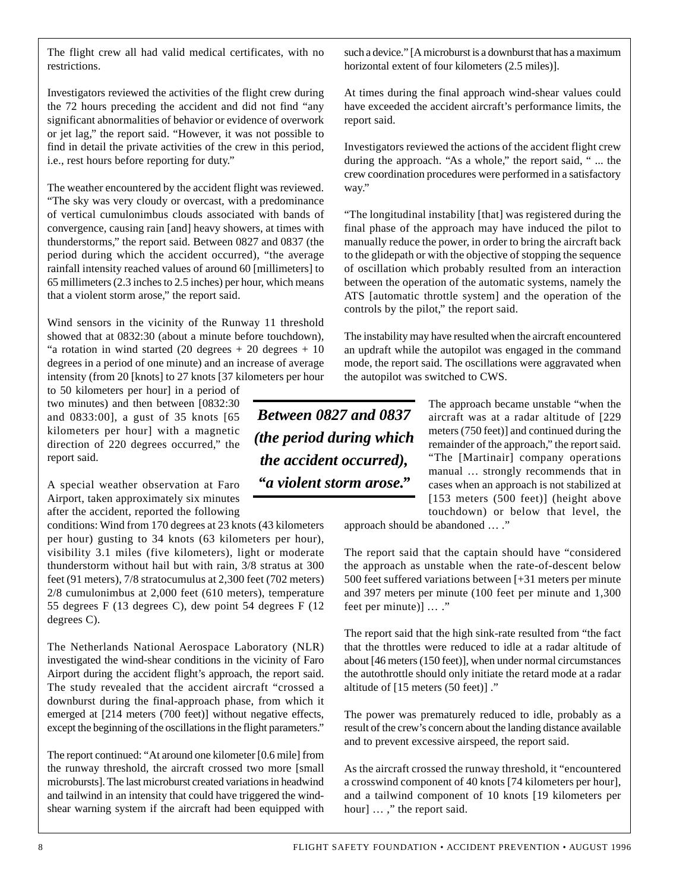The flight crew all had valid medical certificates, with no restrictions.

Investigators reviewed the activities of the flight crew during the 72 hours preceding the accident and did not find "any significant abnormalities of behavior or evidence of overwork or jet lag," the report said. "However, it was not possible to find in detail the private activities of the crew in this period, i.e., rest hours before reporting for duty."

The weather encountered by the accident flight was reviewed. "The sky was very cloudy or overcast, with a predominance of vertical cumulonimbus clouds associated with bands of convergence, causing rain [and] heavy showers, at times with thunderstorms," the report said. Between 0827 and 0837 (the period during which the accident occurred), "the average rainfall intensity reached values of around 60 [millimeters] to 65 millimeters (2.3 inches to 2.5 inches) per hour, which means that a violent storm arose," the report said.

Wind sensors in the vicinity of the Runway 11 threshold showed that at 0832:30 (about a minute before touchdown), "a rotation in wind started (20 degrees + 20 degrees + 10 degrees in a period of one minute) and an increase of average intensity (from 20 [knots] to 27 knots [37 kilometers per hour to 50 kilometers per hour] in a period of two minutes) and then between [0832:30 and 0833:00], a gust of 35 knots [65 kilometers per hour] with a magnetic direction of 220 degrees occurred," the report said.

A special weather observation at Faro Airport, taken approximately six minutes after the accident, reported the following conditions: Wind from 170 degrees at 23 knots (43 kilometers per hour) gusting to 34 knots (63 kilometers per hour), visibility 3.1 miles (five kilometers), light or moderate thunderstorm without hail but with rain, 3/8 stratus at 300 feet (91 meters), 7/8 stratocumulus at 2,300 feet (702 meters) 2/8 cumulonimbus at 2,000 feet (610 meters), temperature 55 degrees F (13 degrees C), dew point 54 degrees F (12 degrees C).

The Netherlands National Aerospace Laboratory (NLR) investigated the wind-shear conditions in the vicinity of Faro Airport during the accident flight's approach, the report said. The study revealed that the accident aircraft "crossed a downburst during the final-approach phase, from which it emerged at [214 meters (700 feet)] without negative effects, except the beginning of the oscillations in the flight parameters."

The report continued: "At around one kilometer [0.6 mile] from the runway threshold, the aircraft crossed two more [small microbursts]. The last microburst created variations in headwind and tailwind in an intensity that could have triggered the wind-shear warning system if the aircraft had been equipped with such a device." [A microburst is a downburst that has a maximum horizontal extent of four kilometers (2.5 miles)].

At times during the final approach wind-shear values could have exceeded the accident aircraft's performance limits, the report said.

Investigators reviewed the actions of the accident flight crew during the approach. "As a whole," the report said, " ... the crew coordination procedures were performed in a satisfactory way."

"The longitudinal instability [that] was registered during the final phase of the approach may have induced the pilot to manually reduce the power, in order to bring the aircraft back to the glidepath or with the objective of stopping the sequence of oscillation which probably resulted from an interaction between the operation of the automatic systems, namely the ATS [automatic throttle system] and the operation of the controls by the pilot," the report said.

The instability may have resulted when the aircraft encountered an updraft while the autopilot was engaged in the command mode, the report said. The oscillations were aggravated when the autopilot was switched to CWS.

***Between 0827 and 0837 (the period during which the accident occurred), "a violent storm arose."***

The approach became unstable "when the aircraft was at a radar altitude of [229 meters (750 feet)] and continued during the remainder of the approach," the report said. "The [Martinair] company operations manual … strongly recommends that in cases when an approach is not stabilized at [153 meters (500 feet)] (height above touchdown) or below that level, the approach should be abandoned … ."

The report said that the captain should have "considered the approach as unstable when the rate-of-descent below 500 feet suffered variations between [+31 meters per minute and 397 meters per minute (100 feet per minute and 1,300 feet per minute)] … ."

The report said that the high sink-rate resulted from "the fact that the throttles were reduced to idle at a radar altitude of about [46 meters (150 feet)], when under normal circumstances the autothrottle should only initiate the retard mode at a radar altitude of [15 meters (50 feet)] ."

The power was prematurely reduced to idle, probably as a result of the crew's concern about the landing distance available and to prevent excessive airspeed, the report said.

As the aircraft crossed the runway threshold, it "encountered a crosswind component of 40 knots [74 kilometers per hour], and a tailwind component of 10 knots [19 kilometers per hour] … ," the report said.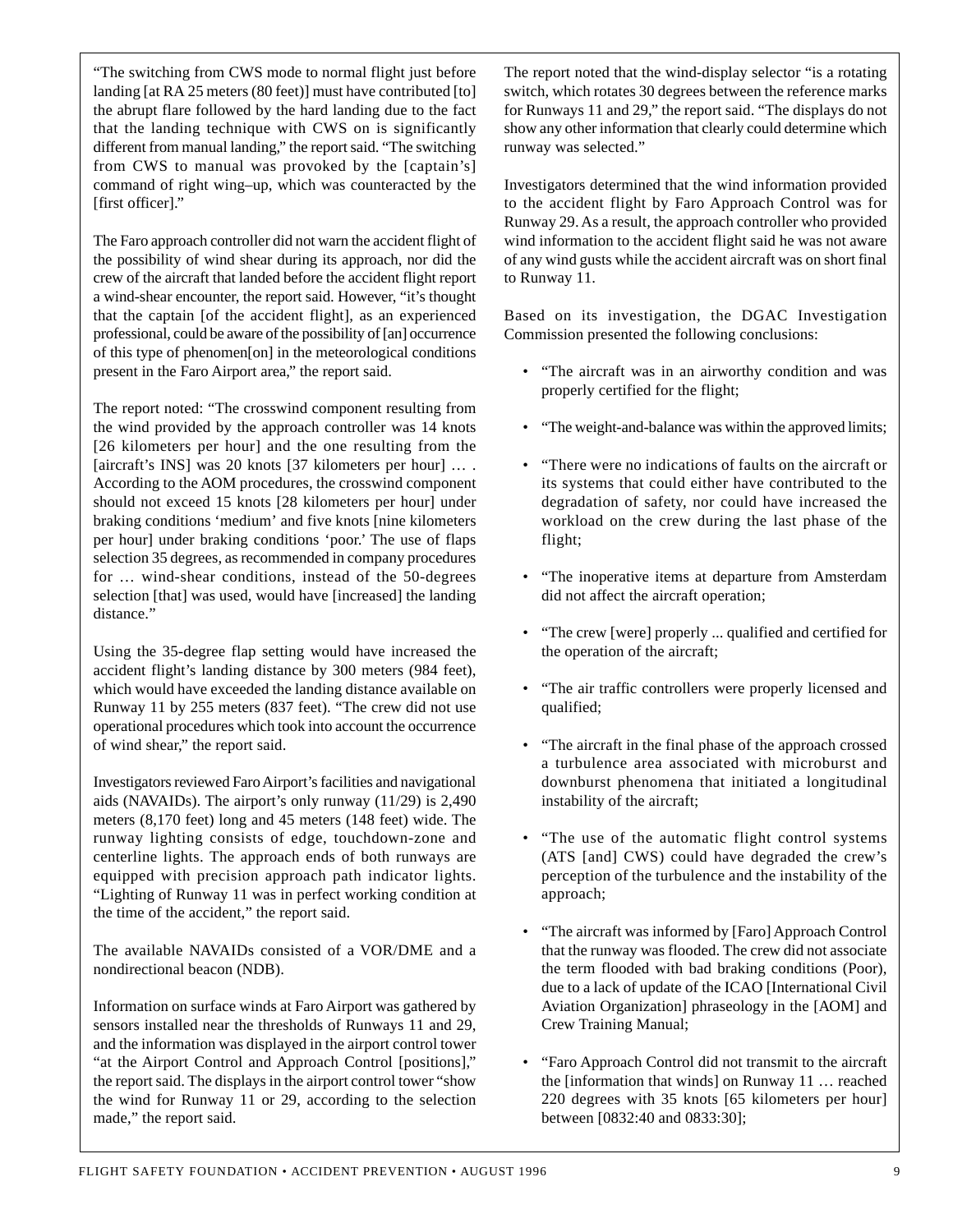"The switching from CWS mode to normal flight just before landing [at RA 25 meters (80 feet)] must have contributed [to] the abrupt flare followed by the hard landing due to the fact that the landing technique with CWS on is significantly different from manual landing," the report said. "The switching from CWS to manual was provoked by the [captain's] command of right wing–up, which was counteracted by the [first officer]."

The Faro approach controller did not warn the accident flight of the possibility of wind shear during its approach, nor did the crew of the aircraft that landed before the accident flight report a wind-shear encounter, the report said. However, "it's thought that the captain [of the accident flight], as an experienced professional, could be aware of the possibility of [an] occurrence of this type of phenomen[on] in the meteorological conditions present in the Faro Airport area," the report said.

The report noted: "The crosswind component resulting from the wind provided by the approach controller was 14 knots [26 kilometers per hour] and the one resulting from the [aircraft's INS] was 20 knots [37 kilometers per hour] … . According to the AOM procedures, the crosswind component should not exceed 15 knots [28 kilometers per hour] under braking conditions 'medium' and five knots [nine kilometers per hour] under braking conditions 'poor.' The use of flaps selection 35 degrees, as recommended in company procedures for … wind-shear conditions, instead of the 50-degrees selection [that] was used, would have [increased] the landing distance."

Using the 35-degree flap setting would have increased the accident flight's landing distance by 300 meters (984 feet), which would have exceeded the landing distance available on Runway 11 by 255 meters (837 feet). "The crew did not use operational procedures which took into account the occurrence of wind shear," the report said.

Investigators reviewed Faro Airport's facilities and navigational aids (NAVAIDs). The airport's only runway (11/29) is 2,490 meters (8,170 feet) long and 45 meters (148 feet) wide. The runway lighting consists of edge, touchdown-zone and centerline lights. The approach ends of both runways are equipped with precision approach path indicator lights. "Lighting of Runway 11 was in perfect working condition at the time of the accident," the report said.

The available NAVAIDs consisted of a VOR/DME and a nondirectional beacon (NDB).

Information on surface winds at Faro Airport was gathered by sensors installed near the thresholds of Runways 11 and 29, and the information was displayed in the airport control tower "at the Airport Control and Approach Control [positions]," the report said. The displays in the airport control tower "show the wind for Runway 11 or 29, according to the selection made," the report said.

The report noted that the wind-display selector "is a rotating switch, which rotates 30 degrees between the reference marks for Runways 11 and 29," the report said. "The displays do not show any other information that clearly could determine which runway was selected."

Investigators determined that the wind information provided to the accident flight by Faro Approach Control was for Runway 29. As a result, the approach controller who provided wind information to the accident flight said he was not aware of any wind gusts while the accident aircraft was on short final to Runway 11.

Based on its investigation, the DGAC Investigation Commission presented the following conclusions:

- "The aircraft was in an airworthy condition and was properly certified for the flight;
- "The weight-and-balance was within the approved limits;
- "There were no indications of faults on the aircraft or its systems that could either have contributed to the degradation of safety, nor could have increased the workload on the crew during the last phase of the flight;
- "The inoperative items at departure from Amsterdam did not affect the aircraft operation;
- "The crew [were] properly ... qualified and certified for the operation of the aircraft;
- "The air traffic controllers were properly licensed and qualified;
- "The aircraft in the final phase of the approach crossed a turbulence area associated with microburst and downburst phenomena that initiated a longitudinal instability of the aircraft;
- "The use of the automatic flight control systems (ATS [and] CWS) could have degraded the crew's perception of the turbulence and the instability of the approach;
- "The aircraft was informed by [Faro] Approach Control that the runway was flooded. The crew did not associate the term flooded with bad braking conditions (Poor), due to a lack of update of the ICAO [International Civil Aviation Organization] phraseology in the [AOM] and Crew Training Manual;
- "Faro Approach Control did not transmit to the aircraft the [information that winds] on Runway 11 … reached 220 degrees with 35 knots [65 kilometers per hour] between [0832:40 and 0833:30];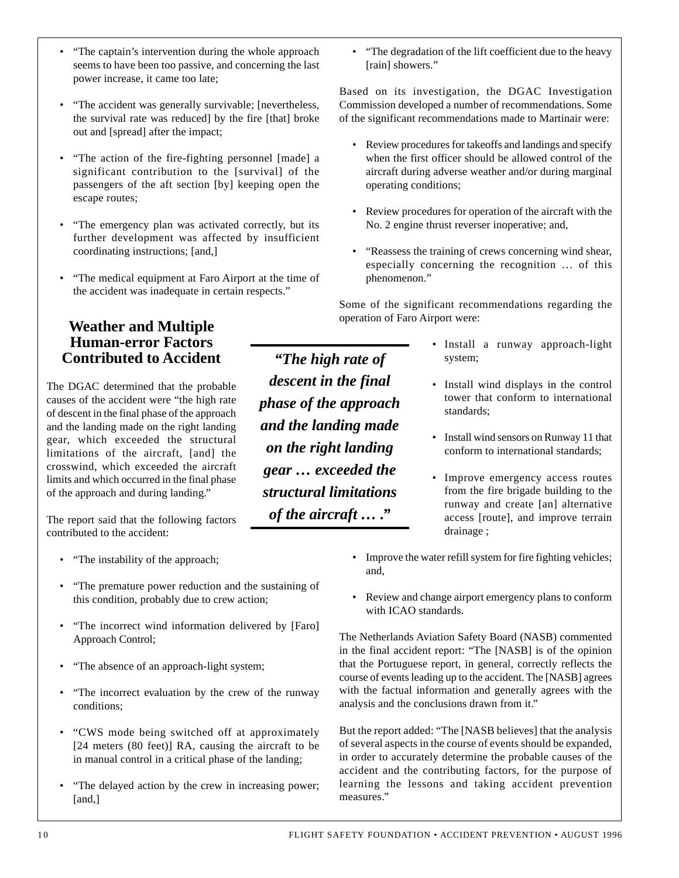- "The captain's intervention during the whole approach seems to have been too passive, and concerning the last power increase, it came too late;
- "The accident was generally survivable; [nevertheless, the survival rate was reduced] by the fire [that] broke out and [spread] after the impact;
- "The action of the fire-fighting personnel [made] a significant contribution to the [survival] of the passengers of the aft section [by] keeping open the escape routes;
- "The emergency plan was activated correctly, but its further development was affected by insufficient coordinating instructions; [and,]
- "The medical equipment at Faro Airport at the time of the accident was inadequate in certain respects."

## Weather and Multiple Human-error Factors Contributed to Accident

The DGAC determined that the probable causes of the accident were "the high rate of descent in the final phase of the approach and the landing made on the right landing gear, which exceeded the structural limitations of the aircraft, [and] the crosswind, which exceeded the aircraft limits and which occurred in the final phase of the approach and during landing."

***"The high rate of descent in the final phase of the approach and the landing made on the right landing gear … exceeded the structural limitations of the aircraft … ."***

The report said that the following factors contributed to the accident:

- "The instability of the approach;
- "The premature power reduction and the sustaining of this condition, probably due to crew action;
- "The incorrect wind information delivered by [Faro] Approach Control;
- "The absence of an approach-light system;
- "The incorrect evaluation by the crew of the runway conditions;
- "CWS mode being switched off at approximately [24 meters (80 feet)] RA, causing the aircraft to be in manual control in a critical phase of the landing;
- "The delayed action by the crew in increasing power; [and,]
- "The degradation of the lift coefficient due to the heavy [rain] showers."

Based on its investigation, the DGAC Investigation Commission developed a number of recommendations. Some of the significant recommendations made to Martinair were:

- Review procedures for takeoffs and landings and specify when the first officer should be allowed control of the aircraft during adverse weather and/or during marginal operating conditions;
- Review procedures for operation of the aircraft with the No. 2 engine thrust reverser inoperative; and,
- "Reassess the training of crews concerning wind shear, especially concerning the recognition … of this phenomenon."

Some of the significant recommendations regarding the operation of Faro Airport were:

- Install a runway approach-light system;
- Install wind displays in the control tower that conform to international standards;
- Install wind sensors on Runway 11 that conform to international standards;
- Improve emergency access routes from the fire brigade building to the runway and create [an] alternative access [route], and improve terrain drainage ;
- Improve the water refill system for fire fighting vehicles; and,
- Review and change airport emergency plans to conform with ICAO standards.

The Netherlands Aviation Safety Board (NASB) commented in the final accident report: "The [NASB] is of the opinion that the Portuguese report, in general, correctly reflects the course of events leading up to the accident. The [NASB] agrees with the factual information and generally agrees with the analysis and the conclusions drawn from it."

But the report added: "The [NASB believes] that the analysis of several aspects in the course of events should be expanded, in order to accurately determine the probable causes of the accident and the contributing factors, for the purpose of learning the lessons and taking accident prevention measures."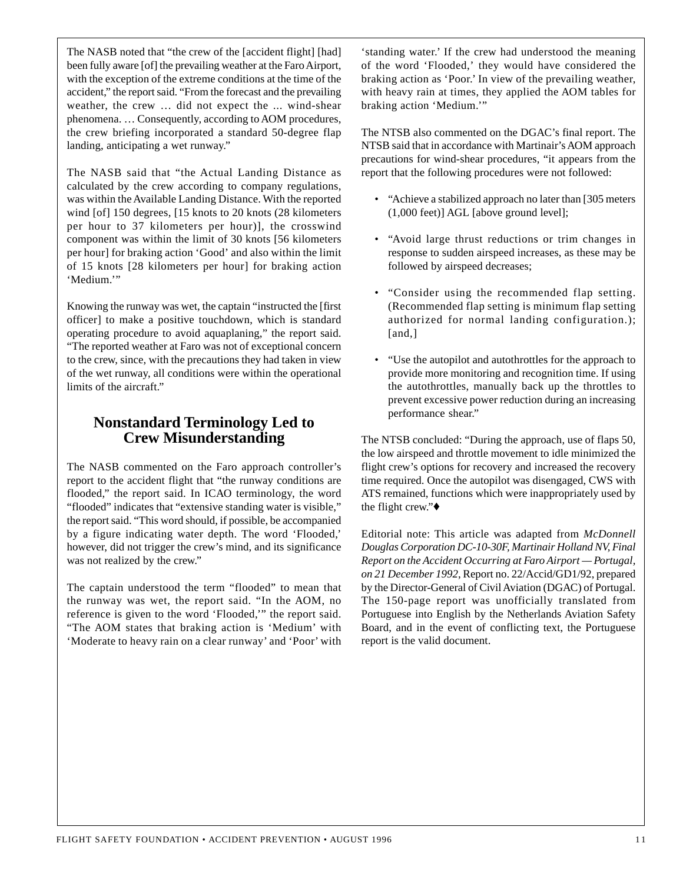The NASB noted that "the crew of the [accident flight] [had] been fully aware [of] the prevailing weather at the Faro Airport, with the exception of the extreme conditions at the time of the accident," the report said. "From the forecast and the prevailing weather, the crew … did not expect the ... wind-shear phenomena. … Consequently, according to AOM procedures, the crew briefing incorporated a standard 50-degree flap landing, anticipating a wet runway."

The NASB said that "the Actual Landing Distance as calculated by the crew according to company regulations, was within the Available Landing Distance. With the reported wind [of] 150 degrees, [15 knots to 20 knots (28 kilometers per hour to 37 kilometers per hour)], the crosswind component was within the limit of 30 knots [56 kilometers per hour] for braking action 'Good' and also within the limit of 15 knots [28 kilometers per hour] for braking action 'Medium.'"

Knowing the runway was wet, the captain "instructed the [first officer] to make a positive touchdown, which is standard operating procedure to avoid aquaplaning," the report said. "The reported weather at Faro was not of exceptional concern to the crew, since, with the precautions they had taken in view of the wet runway, all conditions were within the operational limits of the aircraft."

## Nonstandard Terminology Led to Crew Misunderstanding

The NASB commented on the Faro approach controller's report to the accident flight that "the runway conditions are flooded," the report said. In ICAO terminology, the word "flooded" indicates that "extensive standing water is visible," the report said. "This word should, if possible, be accompanied by a figure indicating water depth. The word 'Flooded,' however, did not trigger the crew's mind, and its significance was not realized by the crew."

The captain understood the term "flooded" to mean that the runway was wet, the report said. "In the AOM, no reference is given to the word 'Flooded,'" the report said. "The AOM states that braking action is 'Medium' with 'Moderate to heavy rain on a clear runway' and 'Poor' with 'standing water.' If the crew had understood the meaning of the word 'Flooded,' they would have considered the braking action as 'Poor.' In view of the prevailing weather, with heavy rain at times, they applied the AOM tables for braking action 'Medium.'"

The NTSB also commented on the DGAC's final report. The NTSB said that in accordance with Martinair's AOM approach precautions for wind-shear procedures, "it appears from the report that the following procedures were not followed:

- "Achieve a stabilized approach no later than [305 meters (1,000 feet)] AGL [above ground level];
- "Avoid large thrust reductions or trim changes in response to sudden airspeed increases, as these may be followed by airspeed decreases;
- "Consider using the recommended flap setting. (Recommended flap setting is minimum flap setting authorized for normal landing configuration.); [and,]
- "Use the autopilot and autothrottles for the approach to provide more monitoring and recognition time. If using the autothrottles, manually back up the throttles to prevent excessive power reduction during an increasing performance shear."

The NTSB concluded: "During the approach, use of flaps 50, the low airspeed and throttle movement to idle minimized the flight crew's options for recovery and increased the recovery time required. Once the autopilot was disengaged, CWS with ATS remained, functions which were inappropriately used by the flight crew."♦

Editorial note: This article was adapted from *McDonnell Douglas Corporation DC-10-30F, Martinair Holland NV, Final Report on the Accident Occurring at Faro Airport — Portugal, on 21 December 1992*, Report no. 22/Accid/GD1/92, prepared by the Director-General of Civil Aviation (DGAC) of Portugal. The 150-page report was unofficially translated from Portuguese into English by the Netherlands Aviation Safety Board, and in the event of conflicting text, the Portuguese report is the valid document.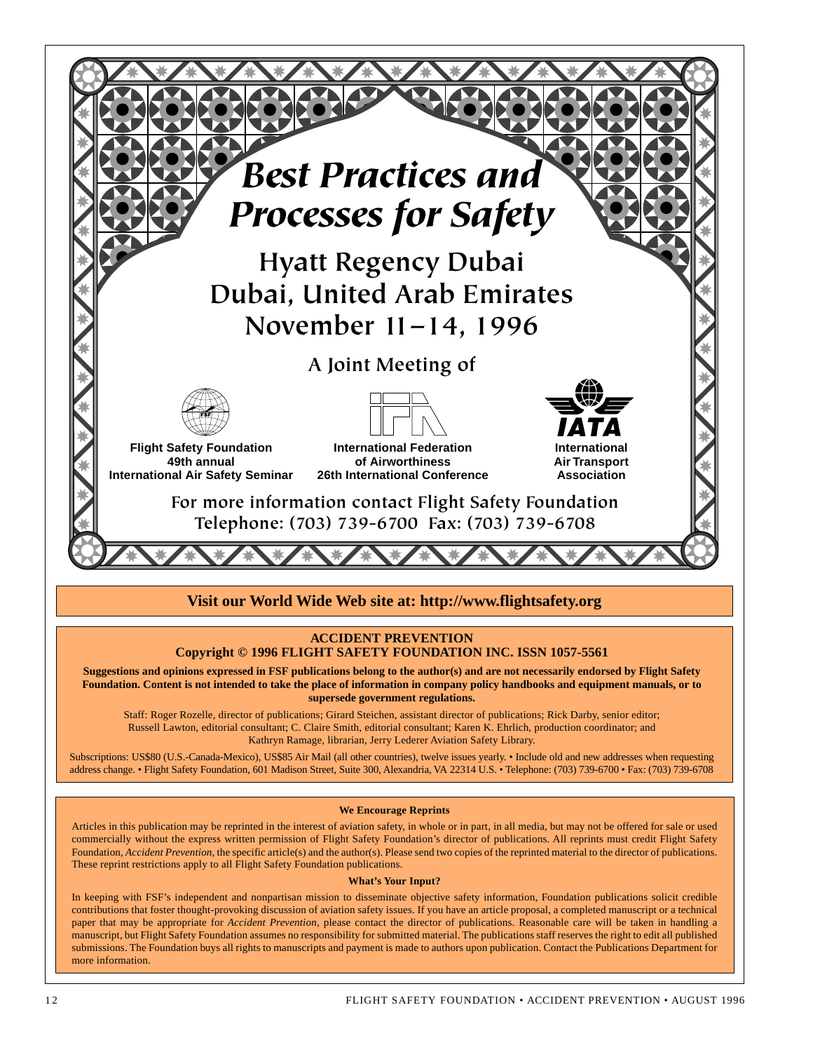# Best Practices and Processes for Safety

## Hyatt Regency Dubai
## Dubai, United Arab Emirates
## November 11–14, 1996

### A Joint Meeting of

**Flight Safety Foundation**
**49th annual**
**International Air Safety Seminar**

**International Federation**
**of Airworthiness**
**26th International Conference**

**International**
**Air Transport**
**Association**

For more information contact Flight Safety Foundation
Telephone: (703) 739-6700 Fax: (703) 739-6708

**Visit our World Wide Web site at: http://www.flightsafety.org**

**ACCIDENT PREVENTION**
**Copyright © 1996 FLIGHT SAFETY FOUNDATION INC. ISSN 1057-5561**

**Suggestions and opinions expressed in FSF publications belong to the author(s) and are not necessarily endorsed by Flight Safety Foundation. Content is not intended to take the place of information in company policy handbooks and equipment manuals, or to supersede government regulations.**

Staff: Roger Rozelle, director of publications; Girard Steichen, assistant director of publications; Rick Darby, senior editor; Russell Lawton, editorial consultant; C. Claire Smith, editorial consultant; Karen K. Ehrlich, production coordinator; and Kathryn Ramage, librarian, Jerry Lederer Aviation Safety Library.

Subscriptions: US$80 (U.S.-Canada-Mexico), US$85 Air Mail (all other countries), twelve issues yearly. • Include old and new addresses when requesting address change. • Flight Safety Foundation, 601 Madison Street, Suite 300, Alexandria, VA 22314 U.S. • Telephone: (703) 739-6700 • Fax: (703) 739-6708

**We Encourage Reprints**

Articles in this publication may be reprinted in the interest of aviation safety, in whole or in part, in all media, but may not be offered for sale or used commercially without the express written permission of Flight Safety Foundation's director of publications. All reprints must credit Flight Safety Foundation, *Accident Prevention*, the specific article(s) and the author(s). Please send two copies of the reprinted material to the director of publications. These reprint restrictions apply to all Flight Safety Foundation publications.

**What's Your Input?**

In keeping with FSF's independent and nonpartisan mission to disseminate objective safety information, Foundation publications solicit credible contributions that foster thought-provoking discussion of aviation safety issues. If you have an article proposal, a completed manuscript or a technical paper that may be appropriate for *Accident Prevention*, please contact the director of publications. Reasonable care will be taken in handling a manuscript, but Flight Safety Foundation assumes no responsibility for submitted material. The publications staff reserves the right to edit all published submissions. The Foundation buys all rights to manuscripts and payment is made to authors upon publication. Contact the Publications Department for more information.